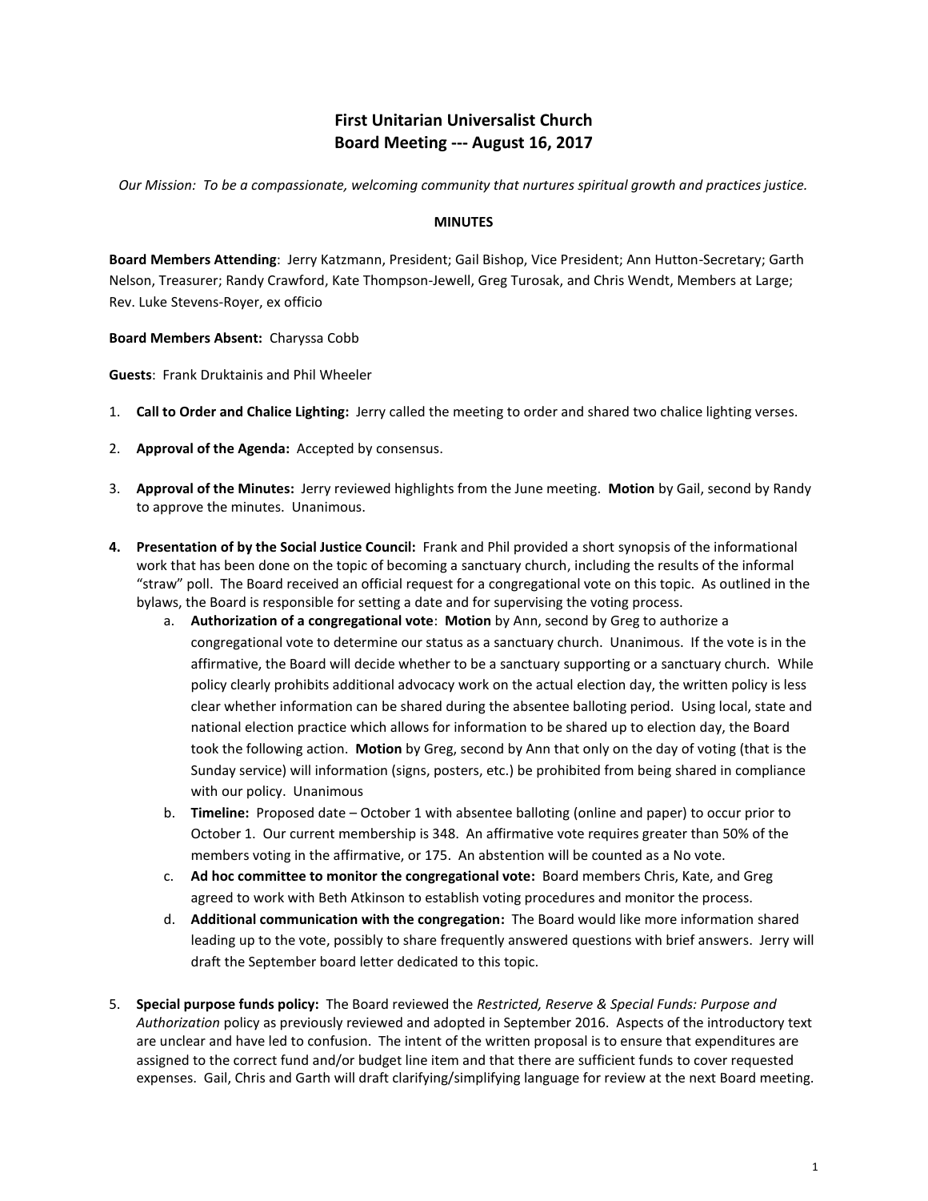# First Unitarian Universalist Church
# Board Meeting --- August 16, 2017

*Our Mission: To be a compassionate, welcoming community that nurtures spiritual growth and practices justice.*

## MINUTES

**Board Members Attending**: Jerry Katzmann, President; Gail Bishop, Vice President; Ann Hutton-Secretary; Garth Nelson, Treasurer; Randy Crawford, Kate Thompson-Jewell, Greg Turosak, and Chris Wendt, Members at Large; Rev. Luke Stevens-Royer, ex officio

**Board Members Absent:** Charyssa Cobb

**Guests**: Frank Druktainis and Phil Wheeler

1. **Call to Order and Chalice Lighting:** Jerry called the meeting to order and shared two chalice lighting verses.

2. **Approval of the Agenda:** Accepted by consensus.

3. **Approval of the Minutes:** Jerry reviewed highlights from the June meeting. **Motion** by Gail, second by Randy to approve the minutes. Unanimous.

4. **Presentation of by the Social Justice Council:** Frank and Phil provided a short synopsis of the informational work that has been done on the topic of becoming a sanctuary church, including the results of the informal "straw" poll. The Board received an official request for a congregational vote on this topic. As outlined in the bylaws, the Board is responsible for setting a date and for supervising the voting process.
   a. **Authorization of a congregational vote**: **Motion** by Ann, second by Greg to authorize a congregational vote to determine our status as a sanctuary church. Unanimous. If the vote is in the affirmative, the Board will decide whether to be a sanctuary supporting or a sanctuary church. While policy clearly prohibits additional advocacy work on the actual election day, the written policy is less clear whether information can be shared during the absentee balloting period. Using local, state and national election practice which allows for information to be shared up to election day, the Board took the following action. **Motion** by Greg, second by Ann that only on the day of voting (that is the Sunday service) will information (signs, posters, etc.) be prohibited from being shared in compliance with our policy. Unanimous
   b. **Timeline:** Proposed date – October 1 with absentee balloting (online and paper) to occur prior to October 1. Our current membership is 348. An affirmative vote requires greater than 50% of the members voting in the affirmative, or 175. An abstention will be counted as a No vote.
   c. **Ad hoc committee to monitor the congregational vote:** Board members Chris, Kate, and Greg agreed to work with Beth Atkinson to establish voting procedures and monitor the process.
   d. **Additional communication with the congregation:** The Board would like more information shared leading up to the vote, possibly to share frequently answered questions with brief answers. Jerry will draft the September board letter dedicated to this topic.

5. **Special purpose funds policy:** The Board reviewed the *Restricted, Reserve & Special Funds: Purpose and Authorization* policy as previously reviewed and adopted in September 2016. Aspects of the introductory text are unclear and have led to confusion. The intent of the written proposal is to ensure that expenditures are assigned to the correct fund and/or budget line item and that there are sufficient funds to cover requested expenses. Gail, Chris and Garth will draft clarifying/simplifying language for review at the next Board meeting.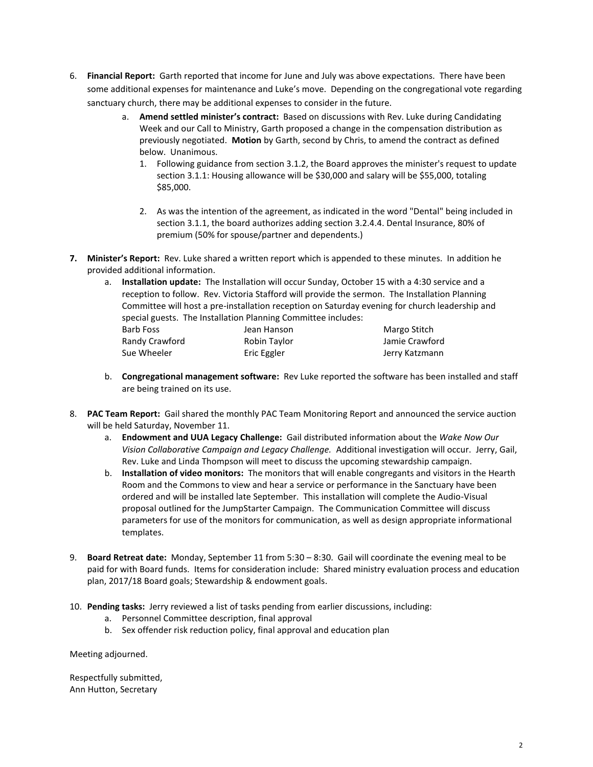6. **Financial Report:** Garth reported that income for June and July was above expectations. There have been some additional expenses for maintenance and Luke's move. Depending on the congregational vote regarding sanctuary church, there may be additional expenses to consider in the future.
   a. **Amend settled minister's contract:** Based on discussions with Rev. Luke during Candidating Week and our Call to Ministry, Garth proposed a change in the compensation distribution as previously negotiated. **Motion** by Garth, second by Chris, to amend the contract as defined below. Unanimous.
      1. Following guidance from section 3.1.2, the Board approves the minister's request to update section 3.1.1: Housing allowance will be $30,000 and salary will be $55,000, totaling $85,000.
      2. As was the intention of the agreement, as indicated in the word "Dental" being included in section 3.1.1, the board authorizes adding section 3.2.4.4. Dental Insurance, 80% of premium (50% for spouse/partner and dependents.)

7. **Minister's Report:** Rev. Luke shared a written report which is appended to these minutes. In addition he provided additional information.
   a. **Installation update:** The Installation will occur Sunday, October 15 with a 4:30 service and a reception to follow. Rev. Victoria Stafford will provide the sermon. The Installation Planning Committee will host a pre-installation reception on Saturday evening for church leadership and special guests. The Installation Planning Committee includes:

| | | |
|---|---|---|
| Barb Foss | Jean Hanson | Margo Stitch |
| Randy Crawford | Robin Taylor | Jamie Crawford |
| Sue Wheeler | Eric Eggler | Jerry Katzmann |

   b. **Congregational management software:** Rev Luke reported the software has been installed and staff are being trained on its use.

8. **PAC Team Report:** Gail shared the monthly PAC Team Monitoring Report and announced the service auction will be held Saturday, November 11.
   a. **Endowment and UUA Legacy Challenge:** Gail distributed information about the *Wake Now Our Vision Collaborative Campaign and Legacy Challenge.* Additional investigation will occur. Jerry, Gail, Rev. Luke and Linda Thompson will meet to discuss the upcoming stewardship campaign.
   b. **Installation of video monitors:** The monitors that will enable congregants and visitors in the Hearth Room and the Commons to view and hear a service or performance in the Sanctuary have been ordered and will be installed late September. This installation will complete the Audio-Visual proposal outlined for the JumpStarter Campaign. The Communication Committee will discuss parameters for use of the monitors for communication, as well as design appropriate informational templates.

9. **Board Retreat date:** Monday, September 11 from 5:30 – 8:30. Gail will coordinate the evening meal to be paid for with Board funds. Items for consideration include: Shared ministry evaluation process and education plan, 2017/18 Board goals; Stewardship & endowment goals.

10. **Pending tasks:** Jerry reviewed a list of tasks pending from earlier discussions, including:
    a. Personnel Committee description, final approval
    b. Sex offender risk reduction policy, final approval and education plan

Meeting adjourned.

Respectfully submitted,
Ann Hutton, Secretary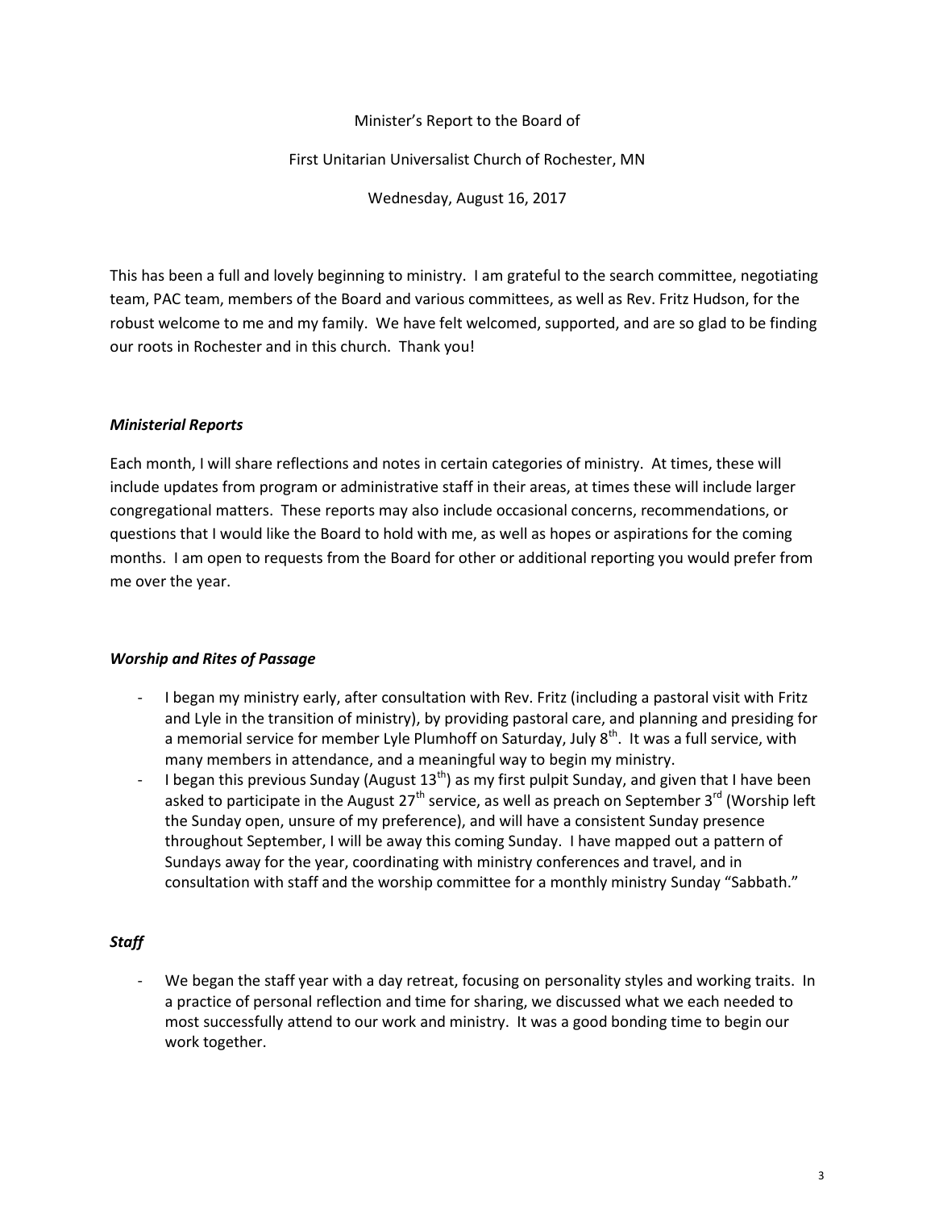Minister's Report to the Board of

First Unitarian Universalist Church of Rochester, MN

Wednesday, August 16, 2017

This has been a full and lovely beginning to ministry. I am grateful to the search committee, negotiating team, PAC team, members of the Board and various committees, as well as Rev. Fritz Hudson, for the robust welcome to me and my family. We have felt welcomed, supported, and are so glad to be finding our roots in Rochester and in this church. Thank you!

### *Ministerial Reports*

Each month, I will share reflections and notes in certain categories of ministry. At times, these will include updates from program or administrative staff in their areas, at times these will include larger congregational matters. These reports may also include occasional concerns, recommendations, or questions that I would like the Board to hold with me, as well as hopes or aspirations for the coming months. I am open to requests from the Board for other or additional reporting you would prefer from me over the year.

### *Worship and Rites of Passage*

- I began my ministry early, after consultation with Rev. Fritz (including a pastoral visit with Fritz and Lyle in the transition of ministry), by providing pastoral care, and planning and presiding for a memorial service for member Lyle Plumhoff on Saturday, July 8th. It was a full service, with many members in attendance, and a meaningful way to begin my ministry.
- I began this previous Sunday (August 13th) as my first pulpit Sunday, and given that I have been asked to participate in the August 27th service, as well as preach on September 3rd (Worship left the Sunday open, unsure of my preference), and will have a consistent Sunday presence throughout September, I will be away this coming Sunday. I have mapped out a pattern of Sundays away for the year, coordinating with ministry conferences and travel, and in consultation with staff and the worship committee for a monthly ministry Sunday "Sabbath."

### *Staff*

- We began the staff year with a day retreat, focusing on personality styles and working traits. In a practice of personal reflection and time for sharing, we discussed what we each needed to most successfully attend to our work and ministry. It was a good bonding time to begin our work together.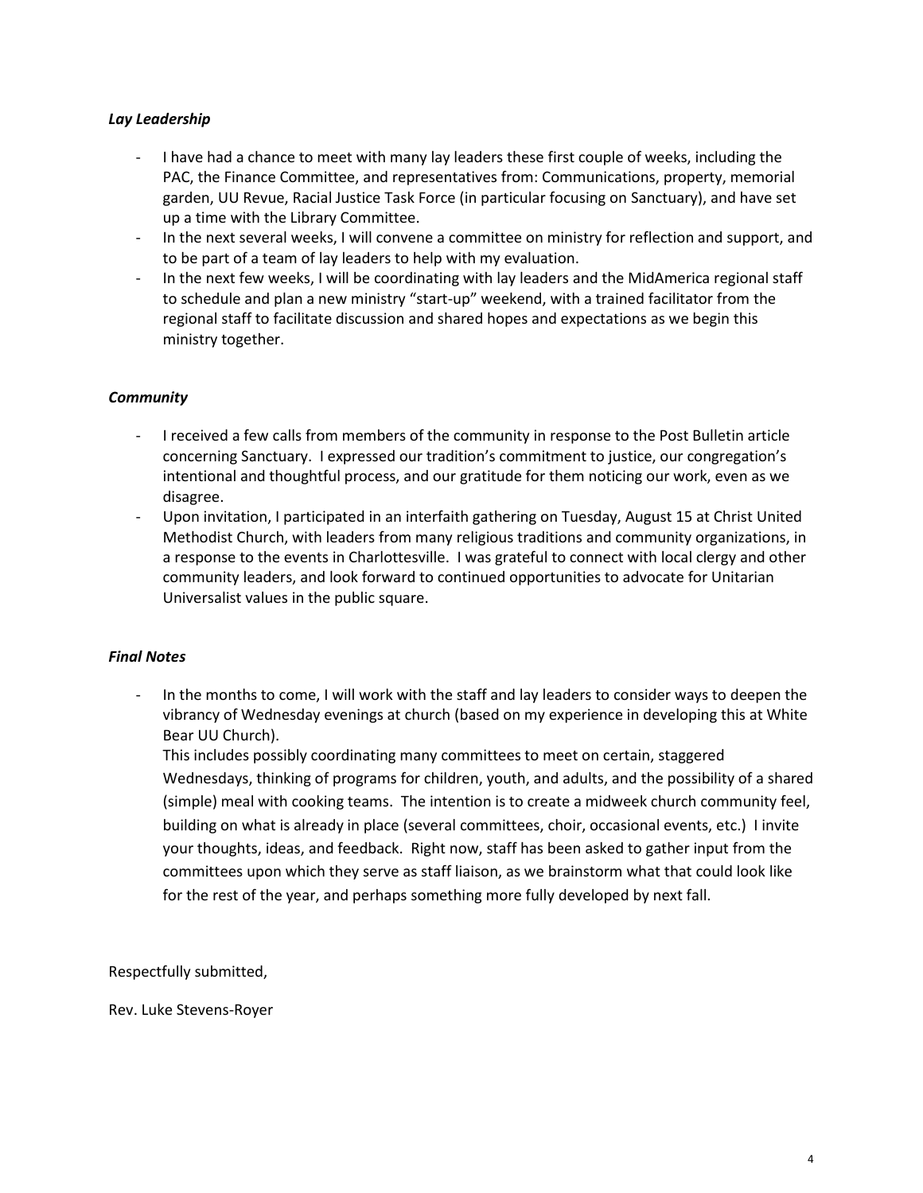***Lay Leadership***

- I have had a chance to meet with many lay leaders these first couple of weeks, including the PAC, the Finance Committee, and representatives from: Communications, property, memorial garden, UU Revue, Racial Justice Task Force (in particular focusing on Sanctuary), and have set up a time with the Library Committee.
- In the next several weeks, I will convene a committee on ministry for reflection and support, and to be part of a team of lay leaders to help with my evaluation.
- In the next few weeks, I will be coordinating with lay leaders and the MidAmerica regional staff to schedule and plan a new ministry "start-up" weekend, with a trained facilitator from the regional staff to facilitate discussion and shared hopes and expectations as we begin this ministry together.

***Community***

- I received a few calls from members of the community in response to the Post Bulletin article concerning Sanctuary. I expressed our tradition's commitment to justice, our congregation's intentional and thoughtful process, and our gratitude for them noticing our work, even as we disagree.
- Upon invitation, I participated in an interfaith gathering on Tuesday, August 15 at Christ United Methodist Church, with leaders from many religious traditions and community organizations, in a response to the events in Charlottesville. I was grateful to connect with local clergy and other community leaders, and look forward to continued opportunities to advocate for Unitarian Universalist values in the public square.

***Final Notes***

- In the months to come, I will work with the staff and lay leaders to consider ways to deepen the vibrancy of Wednesday evenings at church (based on my experience in developing this at White Bear UU Church).
  This includes possibly coordinating many committees to meet on certain, staggered Wednesdays, thinking of programs for children, youth, and adults, and the possibility of a shared (simple) meal with cooking teams. The intention is to create a midweek church community feel, building on what is already in place (several committees, choir, occasional events, etc.) I invite your thoughts, ideas, and feedback. Right now, staff has been asked to gather input from the committees upon which they serve as staff liaison, as we brainstorm what that could look like for the rest of the year, and perhaps something more fully developed by next fall.

Respectfully submitted,

Rev. Luke Stevens-Royer